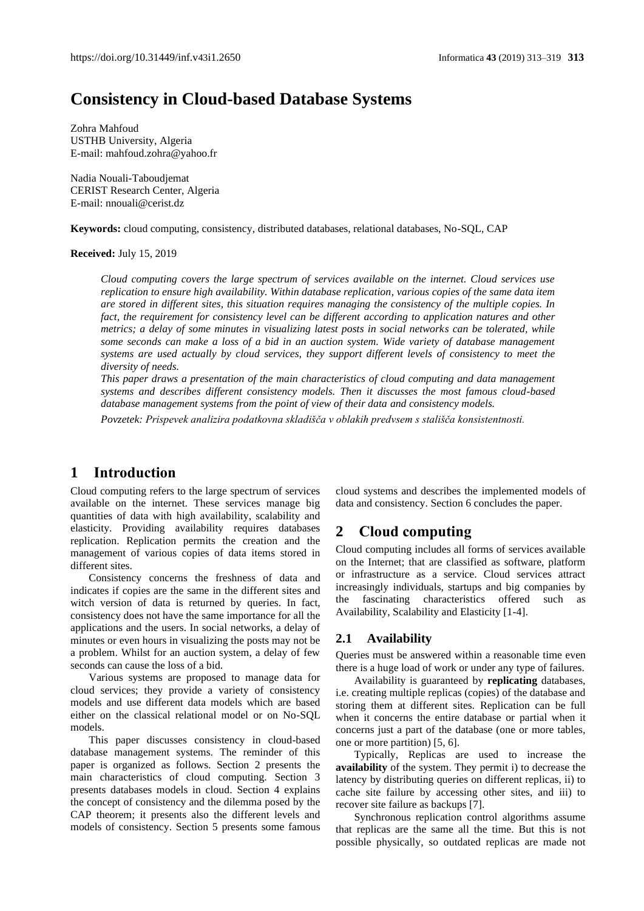# Consistency in Cloud-based Database Systems

Zohra Mahfoud
USTHB University, Algeria
E-mail: mahfoud.zohra@yahoo.fr

Nadia Nouali-Taboudjemat
CERIST Research Center, Algeria
E-mail: nnouali@cerist.dz

**Keywords:** cloud computing, consistency, distributed databases, relational databases, No-SQL, CAP

**Received:** July 15, 2019

*Cloud computing covers the large spectrum of services available on the internet. Cloud services use replication to ensure high availability. Within database replication, various copies of the same data item are stored in different sites, this situation requires managing the consistency of the multiple copies. In fact, the requirement for consistency level can be different according to application natures and other metrics; a delay of some minutes in visualizing latest posts in social networks can be tolerated, while some seconds can make a loss of a bid in an auction system. Wide variety of database management systems are used actually by cloud services, they support different levels of consistency to meet the diversity of needs.*

*This paper draws a presentation of the main characteristics of cloud computing and data management systems and describes different consistency models. Then it discusses the most famous cloud-based database management systems from the point of view of their data and consistency models.*

*Povzetek: Prispevek analizira podatkovna skladišča v oblakih predvsem s stališča konsistentnosti.*

## 1 Introduction

Cloud computing refers to the large spectrum of services available on the internet. These services manage big quantities of data with high availability, scalability and elasticity. Providing availability requires databases replication. Replication permits the creation and the management of various copies of data items stored in different sites.

Consistency concerns the freshness of data and indicates if copies are the same in the different sites and witch version of data is returned by queries. In fact, consistency does not have the same importance for all the applications and the users. In social networks, a delay of minutes or even hours in visualizing the posts may not be a problem. Whilst for an auction system, a delay of few seconds can cause the loss of a bid.

Various systems are proposed to manage data for cloud services; they provide a variety of consistency models and use different data models which are based either on the classical relational model or on No-SQL models.

This paper discusses consistency in cloud-based database management systems. The reminder of this paper is organized as follows. Section 2 presents the main characteristics of cloud computing. Section 3 presents databases models in cloud. Section 4 explains the concept of consistency and the dilemma posed by the CAP theorem; it presents also the different levels and models of consistency. Section 5 presents some famous cloud systems and describes the implemented models of data and consistency. Section 6 concludes the paper.

## 2 Cloud computing

Cloud computing includes all forms of services available on the Internet; that are classified as software, platform or infrastructure as a service. Cloud services attract increasingly individuals, startups and big companies by the fascinating characteristics offered such as Availability, Scalability and Elasticity [1-4].

### 2.1 Availability

Queries must be answered within a reasonable time even there is a huge load of work or under any type of failures.

Availability is guaranteed by **replicating** databases, i.e. creating multiple replicas (copies) of the database and storing them at different sites. Replication can be full when it concerns the entire database or partial when it concerns just a part of the database (one or more tables, one or more partition) [5, 6].

Typically, Replicas are used to increase the **availability** of the system. They permit i) to decrease the latency by distributing queries on different replicas, ii) to cache site failure by accessing other sites, and iii) to recover site failure as backups [7].

Synchronous replication control algorithms assume that replicas are the same all the time. But this is not possible physically, so outdated replicas are made not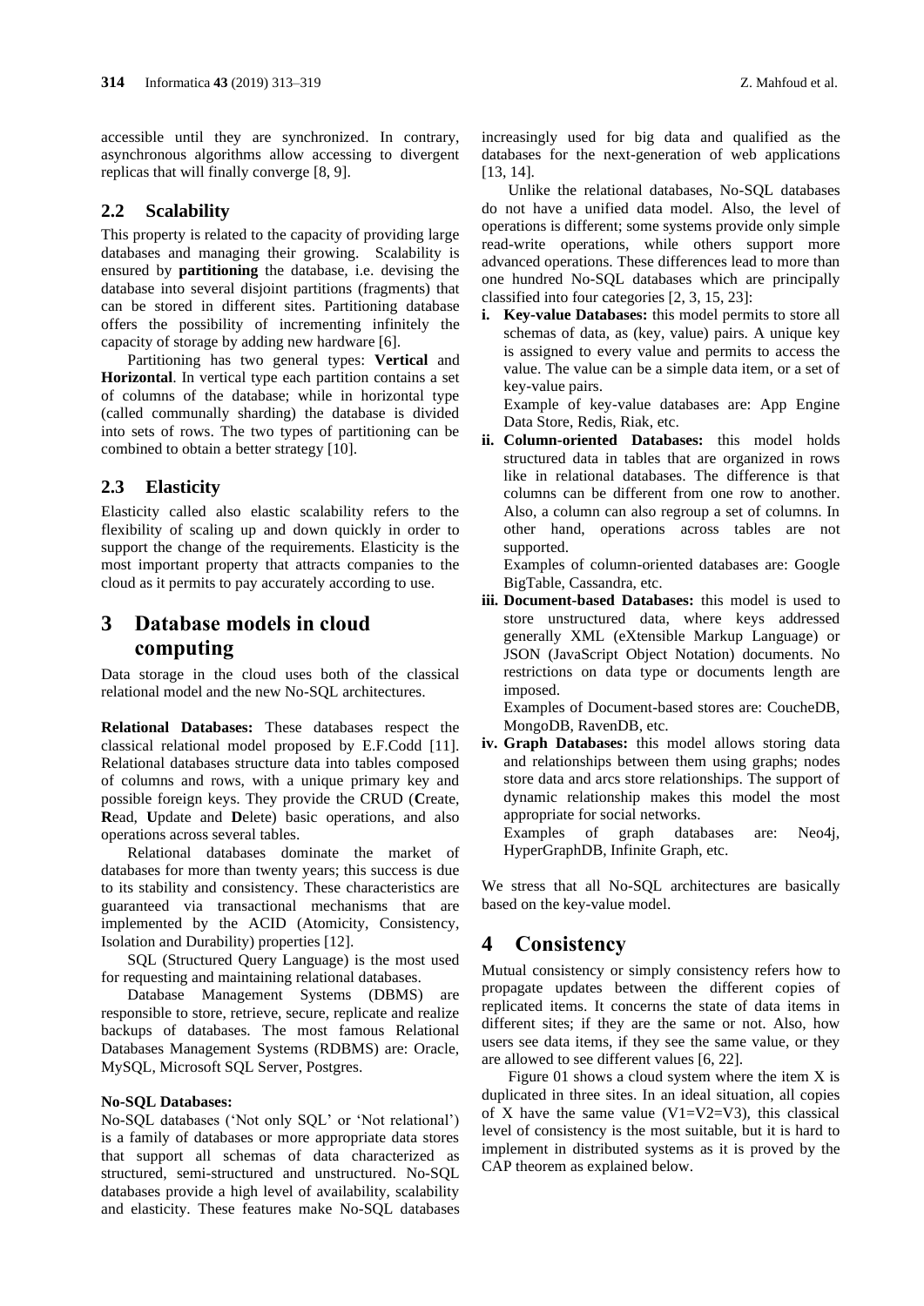accessible until they are synchronized. In contrary, asynchronous algorithms allow accessing to divergent replicas that will finally converge [8, 9].

## 2.2 Scalability

This property is related to the capacity of providing large databases and managing their growing. Scalability is ensured by **partitioning** the database, i.e. devising the database into several disjoint partitions (fragments) that can be stored in different sites. Partitioning database offers the possibility of incrementing infinitely the capacity of storage by adding new hardware [6].

Partitioning has two general types: **Vertical** and **Horizontal**. In vertical type each partition contains a set of columns of the database; while in horizontal type (called communally sharding) the database is divided into sets of rows. The two types of partitioning can be combined to obtain a better strategy [10].

## 2.3 Elasticity

Elasticity called also elastic scalability refers to the flexibility of scaling up and down quickly in order to support the change of the requirements. Elasticity is the most important property that attracts companies to the cloud as it permits to pay accurately according to use.

# 3 Database models in cloud computing

Data storage in the cloud uses both of the classical relational model and the new No-SQL architectures.

**Relational Databases:** These databases respect the classical relational model proposed by E.F.Codd [11]. Relational databases structure data into tables composed of columns and rows, with a unique primary key and possible foreign keys. They provide the CRUD (**C**reate, **R**ead, **U**pdate and **D**elete) basic operations, and also operations across several tables.

Relational databases dominate the market of databases for more than twenty years; this success is due to its stability and consistency. These characteristics are guaranteed via transactional mechanisms that are implemented by the ACID (Atomicity, Consistency, Isolation and Durability) properties [12].

SQL (Structured Query Language) is the most used for requesting and maintaining relational databases.

Database Management Systems (DBMS) are responsible to store, retrieve, secure, replicate and realize backups of databases. The most famous Relational Databases Management Systems (RDBMS) are: Oracle, MySQL, Microsoft SQL Server, Postgres.

**No-SQL Databases:**

No-SQL databases ('Not only SQL' or 'Not relational') is a family of databases or more appropriate data stores that support all schemas of data characterized as structured, semi-structured and unstructured. No-SQL databases provide a high level of availability, scalability and elasticity. These features make No-SQL databases increasingly used for big data and qualified as the databases for the next-generation of web applications [13, 14].

Unlike the relational databases, No-SQL databases do not have a unified data model. Also, the level of operations is different; some systems provide only simple read-write operations, while others support more advanced operations. These differences lead to more than one hundred No-SQL databases which are principally classified into four categories [2, 3, 15, 23]:

i. **Key-value Databases:** this model permits to store all schemas of data, as (key, value) pairs. A unique key is assigned to every value and permits to access the value. The value can be a simple data item, or a set of key-value pairs.
   Example of key-value databases are: App Engine Data Store, Redis, Riak, etc.
ii. **Column-oriented Databases:** this model holds structured data in tables that are organized in rows like in relational databases. The difference is that columns can be different from one row to another. Also, a column can also regroup a set of columns. In other hand, operations across tables are not supported.
   Examples of column-oriented databases are: Google BigTable, Cassandra, etc.
iii. **Document-based Databases:** this model is used to store unstructured data, where keys addressed generally XML (eXtensible Markup Language) or JSON (JavaScript Object Notation) documents. No restrictions on data type or documents length are imposed.
   Examples of Document-based stores are: CoucheDB, MongoDB, RavenDB, etc.
iv. **Graph Databases:** this model allows storing data and relationships between them using graphs; nodes store data and arcs store relationships. The support of dynamic relationship makes this model the most appropriate for social networks.
   Examples of graph databases are: Neo4j, HyperGraphDB, Infinite Graph, etc.

We stress that all No-SQL architectures are basically based on the key-value model.

# 4 Consistency

Mutual consistency or simply consistency refers how to propagate updates between the different copies of replicated items. It concerns the state of data items in different sites; if they are the same or not. Also, how users see data items, if they see the same value, or they are allowed to see different values [6, 22].

Figure 01 shows a cloud system where the item X is duplicated in three sites. In an ideal situation, all copies of X have the same value ($V1=V2=V3$), this classical level of consistency is the most suitable, but it is hard to implement in distributed systems as it is proved by the CAP theorem as explained below.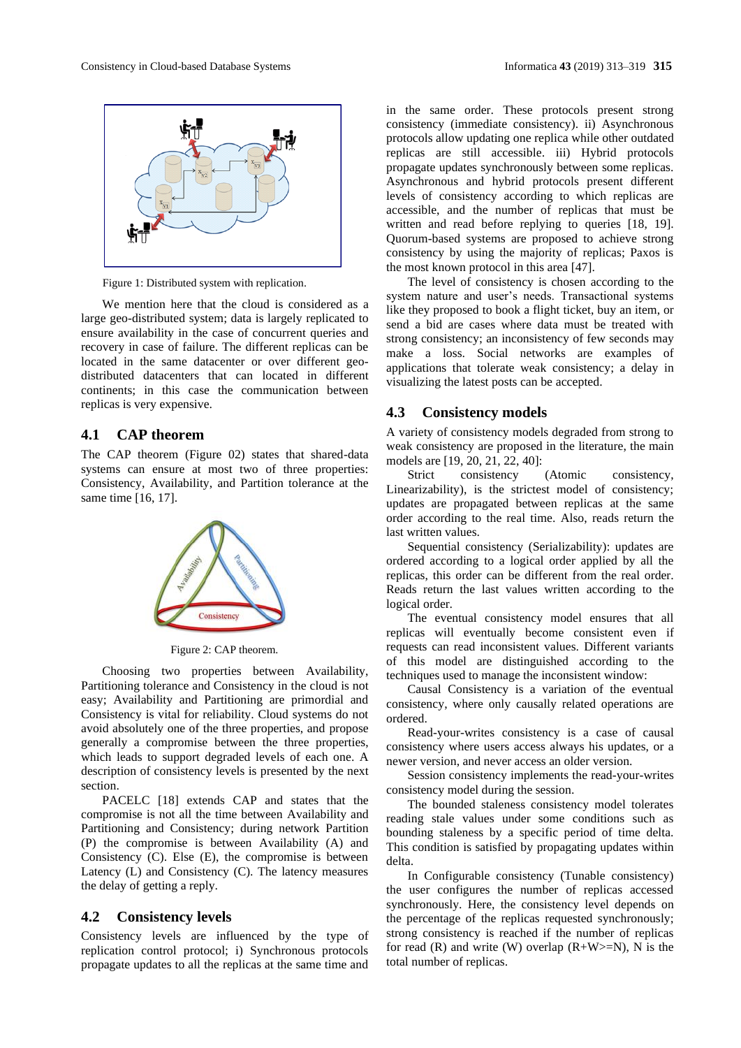Figure 1: Distributed system with replication.

We mention here that the cloud is considered as a large geo-distributed system; data is largely replicated to ensure availability in the case of concurrent queries and recovery in case of failure. The different replicas can be located in the same datacenter or over different geo-distributed datacenters that can located in different continents; in this case the communication between replicas is very expensive.

## 4.1 CAP theorem

The CAP theorem (Figure 02) states that shared-data systems can ensure at most two of three properties: Consistency, Availability, and Partition tolerance at the same time [16, 17].

Figure 2: CAP theorem.

Choosing two properties between Availability, Partitioning tolerance and Consistency in the cloud is not easy; Availability and Partitioning are primordial and Consistency is vital for reliability. Cloud systems do not avoid absolutely one of the three properties, and propose generally a compromise between the three properties, which leads to support degraded levels of each one. A description of consistency levels is presented by the next section.

PACELC [18] extends CAP and states that the compromise is not all the time between Availability and Partitioning and Consistency; during network Partition (P) the compromise is between Availability (A) and Consistency (C). Else (E), the compromise is between Latency (L) and Consistency (C). The latency measures the delay of getting a reply.

## 4.2 Consistency levels

Consistency levels are influenced by the type of replication control protocol; i) Synchronous protocols propagate updates to all the replicas at the same time and in the same order. These protocols present strong consistency (immediate consistency). ii) Asynchronous protocols allow updating one replica while other outdated replicas are still accessible. iii) Hybrid protocols propagate updates synchronously between some replicas. Asynchronous and hybrid protocols present different levels of consistency according to which replicas are accessible, and the number of replicas that must be written and read before replying to queries [18, 19]. Quorum-based systems are proposed to achieve strong consistency by using the majority of replicas; Paxos is the most known protocol in this area [47].

The level of consistency is chosen according to the system nature and user's needs. Transactional systems like they proposed to book a flight ticket, buy an item, or send a bid are cases where data must be treated with strong consistency; an inconsistency of few seconds may make a loss. Social networks are examples of applications that tolerate weak consistency; a delay in visualizing the latest posts can be accepted.

## 4.3 Consistency models

A variety of consistency models degraded from strong to weak consistency are proposed in the literature, the main models are [19, 20, 21, 22, 40]:

Strict consistency (Atomic consistency, Linearizability), is the strictest model of consistency; updates are propagated between replicas at the same order according to the real time. Also, reads return the last written values.

Sequential consistency (Serializability): updates are ordered according to a logical order applied by all the replicas, this order can be different from the real order. Reads return the last values written according to the logical order.

The eventual consistency model ensures that all replicas will eventually become consistent even if requests can read inconsistent values. Different variants of this model are distinguished according to the techniques used to manage the inconsistent window:

Causal Consistency is a variation of the eventual consistency, where only causally related operations are ordered.

Read-your-writes consistency is a case of causal consistency where users access always his updates, or a newer version, and never access an older version.

Session consistency implements the read-your-writes consistency model during the session.

The bounded staleness consistency model tolerates reading stale values under some conditions such as bounding staleness by a specific period of time delta. This condition is satisfied by propagating updates within delta.

In Configurable consistency (Tunable consistency) the user configures the number of replicas accessed synchronously. Here, the consistency level depends on the percentage of the replicas requested synchronously; strong consistency is reached if the number of replicas for read (R) and write (W) overlap ($R+W>=N$), N is the total number of replicas.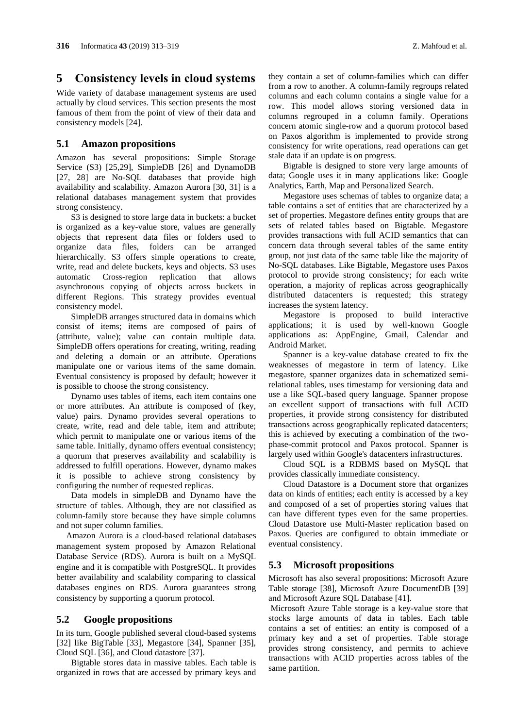# 5 Consistency levels in cloud systems

Wide variety of database management systems are used actually by cloud services. This section presents the most famous of them from the point of view of their data and consistency models [24].

## 5.1 Amazon propositions

Amazon has several propositions: Simple Storage Service (S3) [25,29], SimpleDB [26] and DynamoDB [27, 28] are No-SQL databases that provide high availability and scalability. Amazon Aurora [30, 31] is a relational databases management system that provides strong consistency.

S3 is designed to store large data in buckets: a bucket is organized as a key-value store, values are generally objects that represent data files or folders used to organize data files, folders can be arranged hierarchically. S3 offers simple operations to create, write, read and delete buckets, keys and objects. S3 uses automatic Cross-region replication that allows asynchronous copying of objects across buckets in different Regions. This strategy provides eventual consistency model.

SimpleDB arranges structured data in domains which consist of items; items are composed of pairs of (attribute, value); value can contain multiple data. SimpleDB offers operations for creating, writing, reading and deleting a domain or an attribute. Operations manipulate one or various items of the same domain. Eventual consistency is proposed by default; however it is possible to choose the strong consistency.

Dynamo uses tables of items, each item contains one or more attributes. An attribute is composed of (key, value) pairs. Dynamo provides several operations to create, write, read and dele table, item and attribute; which permit to manipulate one or various items of the same table. Initially, dynamo offers eventual consistency; a quorum that preserves availability and scalability is addressed to fulfill operations. However, dynamo makes it is possible to achieve strong consistency by configuring the number of requested replicas.

Data models in simpleDB and Dynamo have the structure of tables. Although, they are not classified as column-family store because they have simple columns and not super column families.

Amazon Aurora is a cloud-based relational databases management system proposed by Amazon Relational Database Service (RDS). Aurora is built on a MySQL engine and it is compatible with PostgreSQL. It provides better availability and scalability comparing to classical databases engines on RDS. Aurora guarantees strong consistency by supporting a quorum protocol.

## 5.2 Google propositions

In its turn, Google published several cloud-based systems [32] like BigTable [33], Megastore [34], Spanner [35], Cloud SQL [36], and Cloud datastore [37].

Bigtable stores data in massive tables. Each table is organized in rows that are accessed by primary keys and they contain a set of column-families which can differ from a row to another. A column-family regroups related columns and each column contains a single value for a row. This model allows storing versioned data in columns regrouped in a column family. Operations concern atomic single-row and a quorum protocol based on Paxos algorithm is implemented to provide strong consistency for write operations, read operations can get stale data if an update is on progress.

Bigtable is designed to store very large amounts of data; Google uses it in many applications like: Google Analytics, Earth, Map and Personalized Search.

Megastore uses schemas of tables to organize data; a table contains a set of entities that are characterized by a set of properties. Megastore defines entity groups that are sets of related tables based on Bigtable. Megastore provides transactions with full ACID semantics that can concern data through several tables of the same entity group, not just data of the same table like the majority of No-SQL databases. Like Bigtable, Megastore uses Paxos protocol to provide strong consistency; for each write operation, a majority of replicas across geographically distributed datacenters is requested; this strategy increases the system latency.

Megastore is proposed to build interactive applications; it is used by well-known Google applications as: AppEngine, Gmail, Calendar and Android Market.

Spanner is a key-value database created to fix the weaknesses of megastore in term of latency. Like megastore, spanner organizes data in schematized semi-relational tables, uses timestamp for versioning data and use a like SQL-based query language. Spanner propose an excellent support of transactions with full ACID properties, it provide strong consistency for distributed transactions across geographically replicated datacenters; this is achieved by executing a combination of the two-phase-commit protocol and Paxos protocol. Spanner is largely used within Google's datacenters infrastructures.

Cloud SQL is a RDBMS based on MySQL that provides classically immediate consistency.

Cloud Datastore is a Document store that organizes data on kinds of entities; each entity is accessed by a key and composed of a set of properties storing values that can have different types even for the same properties. Cloud Datastore use Multi-Master replication based on Paxos. Queries are configured to obtain immediate or eventual consistency.

## 5.3 Microsoft propositions

Microsoft has also several propositions: Microsoft Azure Table storage [38], Microsoft Azure DocumentDB [39] and Microsoft Azure SQL Database [41].

Microsoft Azure Table storage is a key-value store that stocks large amounts of data in tables. Each table contains a set of entities: an entity is composed of a primary key and a set of properties. Table storage provides strong consistency, and permits to achieve transactions with ACID properties across tables of the same partition.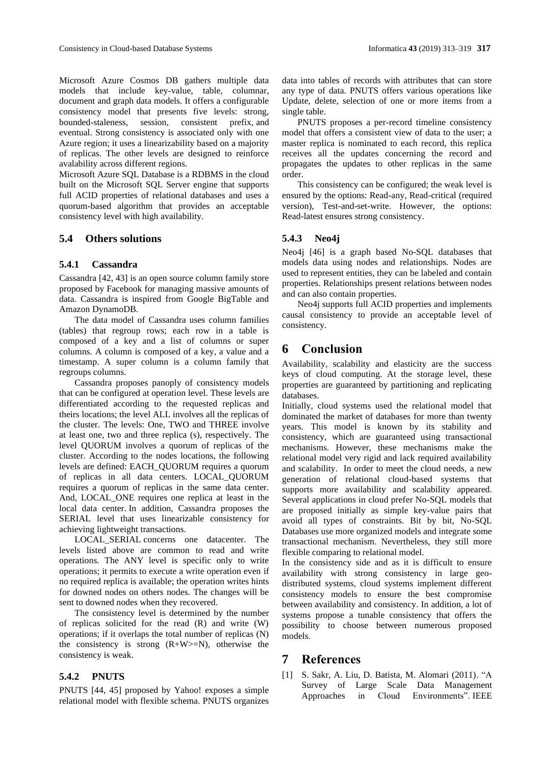Microsoft Azure Cosmos DB gathers multiple data models that include key-value, table, columnar, document and graph data models. It offers a configurable consistency model that presents five levels: strong, bounded-staleness, session, consistent prefix, and eventual. Strong consistency is associated only with one Azure region; it uses a linearizability based on a majority of replicas. The other levels are designed to reinforce avalability across different regions.

Microsoft Azure SQL Database is a RDBMS in the cloud built on the Microsoft SQL Server engine that supports full ACID properties of relational databases and uses a quorum-based algorithm that provides an acceptable consistency level with high availability.

## 5.4 Others solutions

### 5.4.1 Cassandra

Cassandra [42, 43] is an open source column family store proposed by Facebook for managing massive amounts of data. Cassandra is inspired from Google BigTable and Amazon DynamoDB.

The data model of Cassandra uses column families (tables) that regroup rows; each row in a table is composed of a key and a list of columns or super columns. A column is composed of a key, a value and a timestamp. A super column is a column family that regroups columns.

Cassandra proposes panoply of consistency models that can be configured at operation level. These levels are differentiated according to the requested replicas and theirs locations; the level ALL involves all the replicas of the cluster. The levels: One, TWO and THREE involve at least one, two and three replica (s), respectively. The level QUORUM involves a quorum of replicas of the cluster. According to the nodes locations, the following levels are defined: EACH_QUORUM requires a quorum of replicas in all data centers. LOCAL_QUORUM requires a quorum of replicas in the same data center. And, LOCAL_ONE requires one replica at least in the local data center. In addition, Cassandra proposes the SERIAL level that uses linearizable consistency for achieving lightweight transactions.

LOCAL_SERIAL concerns one datacenter. The levels listed above are common to read and write operations. The ANY level is specific only to write operations; it permits to execute a write operation even if no required replica is available; the operation writes hints for downed nodes on others nodes. The changes will be sent to downed nodes when they recovered.

The consistency level is determined by the number of replicas solicited for the read (R) and write (W) operations; if it overlaps the total number of replicas (N) the consistency is strong ($R+W>=N$), otherwise the consistency is weak.

### 5.4.2 PNUTS

PNUTS [44, 45] proposed by Yahoo! exposes a simple relational model with flexible schema. PNUTS organizes data into tables of records with attributes that can store any type of data. PNUTS offers various operations like Update, delete, selection of one or more items from a single table.

PNUTS proposes a per-record timeline consistency model that offers a consistent view of data to the user; a master replica is nominated to each record, this replica receives all the updates concerning the record and propagates the updates to other replicas in the same order.

This consistency can be configured; the weak level is ensured by the options: Read-any, Read-critical (required version), Test-and-set-write. However, the options: Read-latest ensures strong consistency.

### 5.4.3 Neo4j

Neo4j [46] is a graph based No-SQL databases that models data using nodes and relationships. Nodes are used to represent entities, they can be labeled and contain properties. Relationships present relations between nodes and can also contain properties.

Neo4j supports full ACID properties and implements causal consistency to provide an acceptable level of consistency.

# 6 Conclusion

Availability, scalability and elasticity are the success keys of cloud computing. At the storage level, these properties are guaranteed by partitioning and replicating databases.

Initially, cloud systems used the relational model that dominated the market of databases for more than twenty years. This model is known by its stability and consistency, which are guaranteed using transactional mechanisms. However, these mechanisms make the relational model very rigid and lack required availability and scalability. In order to meet the cloud needs, a new generation of relational cloud-based systems that supports more availability and scalability appeared. Several applications in cloud prefer No-SQL models that are proposed initially as simple key-value pairs that avoid all types of constraints. Bit by bit, No-SQL Databases use more organized models and integrate some transactional mechanism. Nevertheless, they still more flexible comparing to relational model.

In the consistency side and as it is difficult to ensure availability with strong consistency in large geo-distributed systems, cloud systems implement different consistency models to ensure the best compromise between availability and consistency. In addition, a lot of systems propose a tunable consistency that offers the possibility to choose between numerous proposed models.

# 7 References

[1] S. Sakr, A. Liu, D. Batista, M. Alomari (2011). "A Survey of Large Scale Data Management Approaches in Cloud Environments". IEEE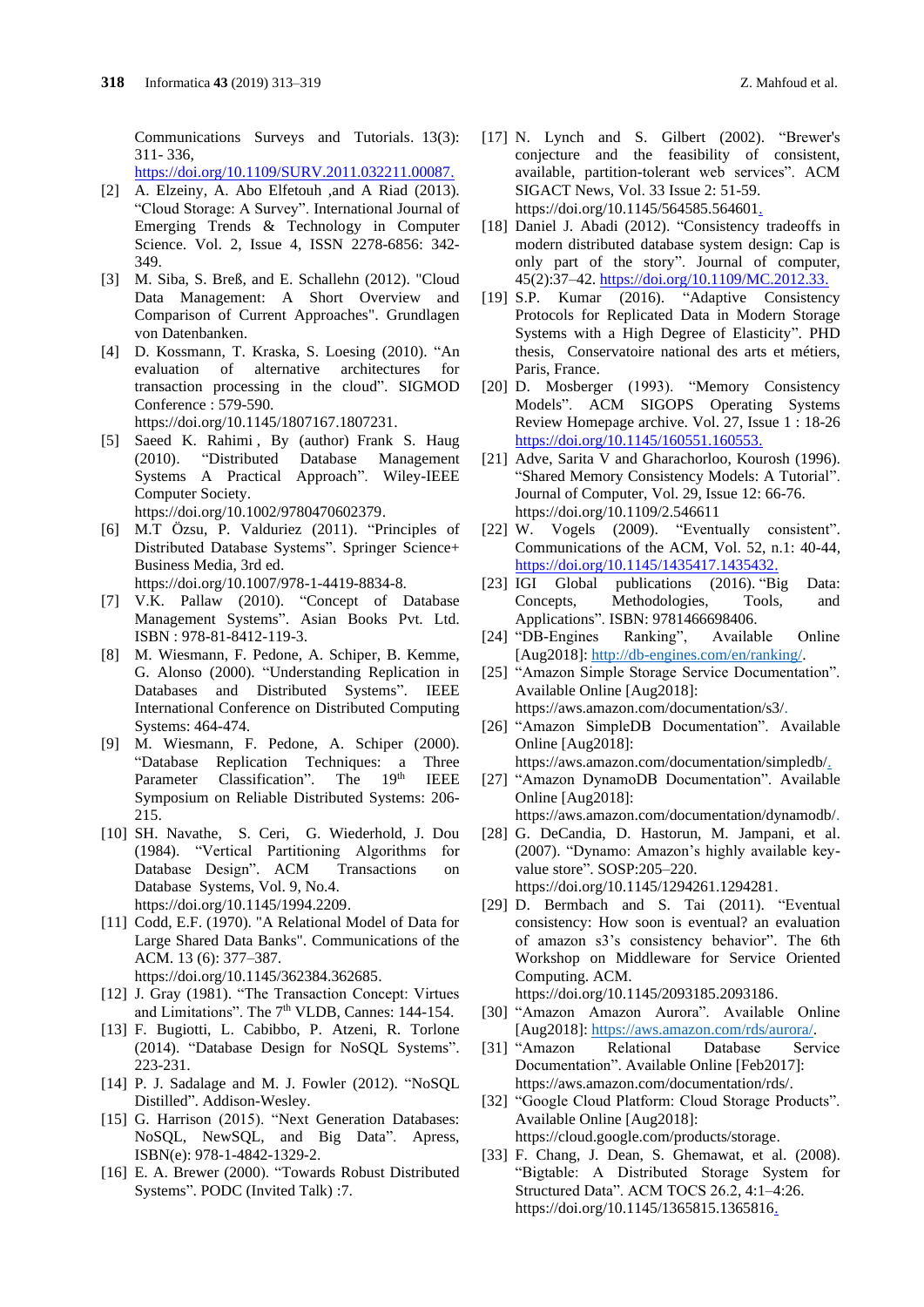Communications Surveys and Tutorials. 13(3): 311- 336, https://doi.org/10.1109/SURV.2011.032211.00087.

[2] A. Elzeiny, A. Abo Elfetouh ,and A Riad (2013). “Cloud Storage: A Survey”. International Journal of Emerging Trends & Technology in Computer Science. Vol. 2, Issue 4, ISSN 2278-6856: 342-349.

[3] M. Siba, S. Breß, and E. Schallehn (2012). "Cloud Data Management: A Short Overview and Comparison of Current Approaches". Grundlagen von Datenbanken.

[4] D. Kossmann, T. Kraska, S. Loesing (2010). “An evaluation of alternative architectures for transaction processing in the cloud”. SIGMOD Conference : 579-590. https://doi.org/10.1145/1807167.1807231.

[5] Saeed K. Rahimi , By (author) Frank S. Haug (2010). “Distributed Database Management Systems A Practical Approach”. Wiley-IEEE Computer Society. https://doi.org/10.1002/9780470602379.

[6] M.T Özsu, P. Valduriez (2011). “Principles of Distributed Database Systems”. Springer Science+ Business Media, 3rd ed. https://doi.org/10.1007/978-1-4419-8834-8.

[7] V.K. Pallaw (2010). “Concept of Database Management Systems”. Asian Books Pvt. Ltd. ISBN : 978-81-8412-119-3.

[8] M. Wiesmann, F. Pedone, A. Schiper, B. Kemme, G. Alonso (2000). “Understanding Replication in Databases and Distributed Systems”. IEEE International Conference on Distributed Computing Systems: 464-474.

[9] M. Wiesmann, F. Pedone, A. Schiper (2000). “Database Replication Techniques: a Three Parameter Classification”. The 19th IEEE Symposium on Reliable Distributed Systems: 206-215.

[10] SH. Navathe, S. Ceri, G. Wiederhold, J. Dou (1984). “Vertical Partitioning Algorithms for Database Design”. ACM Transactions on Database Systems, Vol. 9, No.4. https://doi.org/10.1145/1994.2209.

[11] Codd, E.F. (1970). "A Relational Model of Data for Large Shared Data Banks". Communications of the ACM. 13 (6): 377–387. https://doi.org/10.1145/362384.362685.

[12] J. Gray (1981). “The Transaction Concept: Virtues and Limitations”. The 7th VLDB, Cannes: 144-154.

[13] F. Bugiotti, L. Cabibbo, P. Atzeni, R. Torlone (2014). “Database Design for NoSQL Systems”. 223-231.

[14] P. J. Sadalage and M. J. Fowler (2012). “NoSQL Distilled”. Addison-Wesley.

[15] G. Harrison (2015). “Next Generation Databases: NoSQL, NewSQL, and Big Data”. Apress, ISBN(e): 978-1-4842-1329-2.

[16] E. A. Brewer (2000). “Towards Robust Distributed Systems”. PODC (Invited Talk) :7.

[17] N. Lynch and S. Gilbert (2002). “Brewer's conjecture and the feasibility of consistent, available, partition-tolerant web services”. ACM SIGACT News, Vol. 33 Issue 2: 51-59. https://doi.org/10.1145/564585.564601.

[18] Daniel J. Abadi (2012). “Consistency tradeoffs in modern distributed database system design: Cap is only part of the story”. Journal of computer, 45(2):37–42. https://doi.org/10.1109/MC.2012.33.

[19] S.P. Kumar (2016). “Adaptive Consistency Protocols for Replicated Data in Modern Storage Systems with a High Degree of Elasticity”. PHD thesis, Conservatoire national des arts et métiers, Paris, France.

[20] D. Mosberger (1993). “Memory Consistency Models”. ACM SIGOPS Operating Systems Review Homepage archive. Vol. 27, Issue 1 : 18-26 https://doi.org/10.1145/160551.160553.

[21] Adve, Sarita V and Gharachorloo, Kourosh (1996). “Shared Memory Consistency Models: A Tutorial”. Journal of Computer, Vol. 29, Issue 12: 66-76. https://doi.org/10.1109/2.546611

[22] W. Vogels (2009). “Eventually consistent”. Communications of the ACM, Vol. 52, n.1: 40-44, https://doi.org/10.1145/1435417.1435432.

[23] IGI Global publications (2016). “Big Data: Concepts, Methodologies, Tools, and Applications”. ISBN: 9781466698406.

[24] “DB-Engines Ranking”, Available Online [Aug2018]: http://db-engines.com/en/ranking/.

[25] “Amazon Simple Storage Service Documentation”. Available Online [Aug2018]: https://aws.amazon.com/documentation/s3/.

[26] “Amazon SimpleDB Documentation”. Available Online [Aug2018]: https://aws.amazon.com/documentation/simpledb/.

[27] “Amazon DynamoDB Documentation”. Available Online [Aug2018]: https://aws.amazon.com/documentation/dynamodb/.

[28] G. DeCandia, D. Hastorun, M. Jampani, et al. (2007). “Dynamo: Amazon’s highly available key-value store”. SOSP:205–220. https://doi.org/10.1145/1294261.1294281.

[29] D. Bermbach and S. Tai (2011). “Eventual consistency: How soon is eventual? an evaluation of amazon s3’s consistency behavior”. The 6th Workshop on Middleware for Service Oriented Computing. ACM. https://doi.org/10.1145/2093185.2093186.

[30] “Amazon Amazon Aurora”. Available Online [Aug2018]: https://aws.amazon.com/rds/aurora/.

[31] “Amazon Relational Database Service Documentation”. Available Online [Feb2017]: https://aws.amazon.com/documentation/rds/.

[32] “Google Cloud Platform: Cloud Storage Products”. Available Online [Aug2018]: https://cloud.google.com/products/storage.

[33] F. Chang, J. Dean, S. Ghemawat, et al. (2008). “Bigtable: A Distributed Storage System for Structured Data”. ACM TOCS 26.2, 4:1–4:26. https://doi.org/10.1145/1365815.1365816.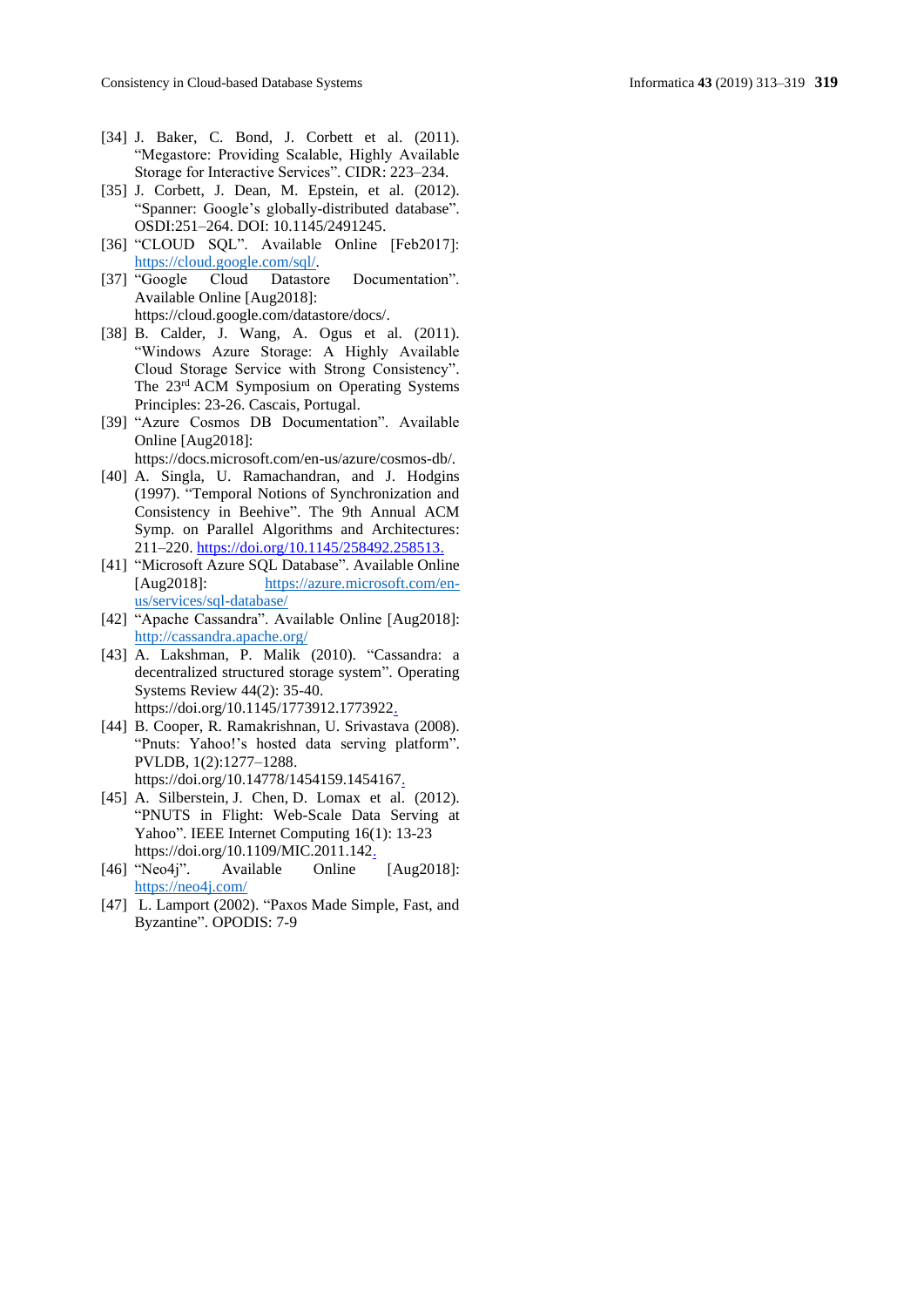[34] J. Baker, C. Bond, J. Corbett et al. (2011). "Megastore: Providing Scalable, Highly Available Storage for Interactive Services". CIDR: 223–234.

[35] J. Corbett, J. Dean, M. Epstein, et al. (2012). "Spanner: Google's globally-distributed database". OSDI:251–264. DOI: 10.1145/2491245.

[36] "CLOUD SQL". Available Online [Feb2017]: https://cloud.google.com/sql/.

[37] "Google Cloud Datastore Documentation". Available Online [Aug2018]: https://cloud.google.com/datastore/docs/.

[38] B. Calder, J. Wang, A. Ogus et al. (2011). "Windows Azure Storage: A Highly Available Cloud Storage Service with Strong Consistency". The 23rd ACM Symposium on Operating Systems Principles: 23-26. Cascais, Portugal.

[39] "Azure Cosmos DB Documentation". Available Online [Aug2018]: https://docs.microsoft.com/en-us/azure/cosmos-db/.

[40] A. Singla, U. Ramachandran, and J. Hodgins (1997). "Temporal Notions of Synchronization and Consistency in Beehive". The 9th Annual ACM Symp. on Parallel Algorithms and Architectures: 211–220. https://doi.org/10.1145/258492.258513.

[41] "Microsoft Azure SQL Database". Available Online [Aug2018]: https://azure.microsoft.com/en-us/services/sql-database/

[42] "Apache Cassandra". Available Online [Aug2018]: http://cassandra.apache.org/

[43] A. Lakshman, P. Malik (2010). "Cassandra: a decentralized structured storage system". Operating Systems Review 44(2): 35-40. https://doi.org/10.1145/1773912.1773922.

[44] B. Cooper, R. Ramakrishnan, U. Srivastava (2008). "Pnuts: Yahoo!'s hosted data serving platform". PVLDB, 1(2):1277–1288. https://doi.org/10.14778/1454159.1454167.

[45] A. Silberstein, J. Chen, D. Lomax et al. (2012). "PNUTS in Flight: Web-Scale Data Serving at Yahoo". IEEE Internet Computing 16(1): 13-23 https://doi.org/10.1109/MIC.2011.142.

[46] "Neo4j". Available Online [Aug2018]: https://neo4j.com/

[47] L. Lamport (2002). "Paxos Made Simple, Fast, and Byzantine". OPODIS: 7-9